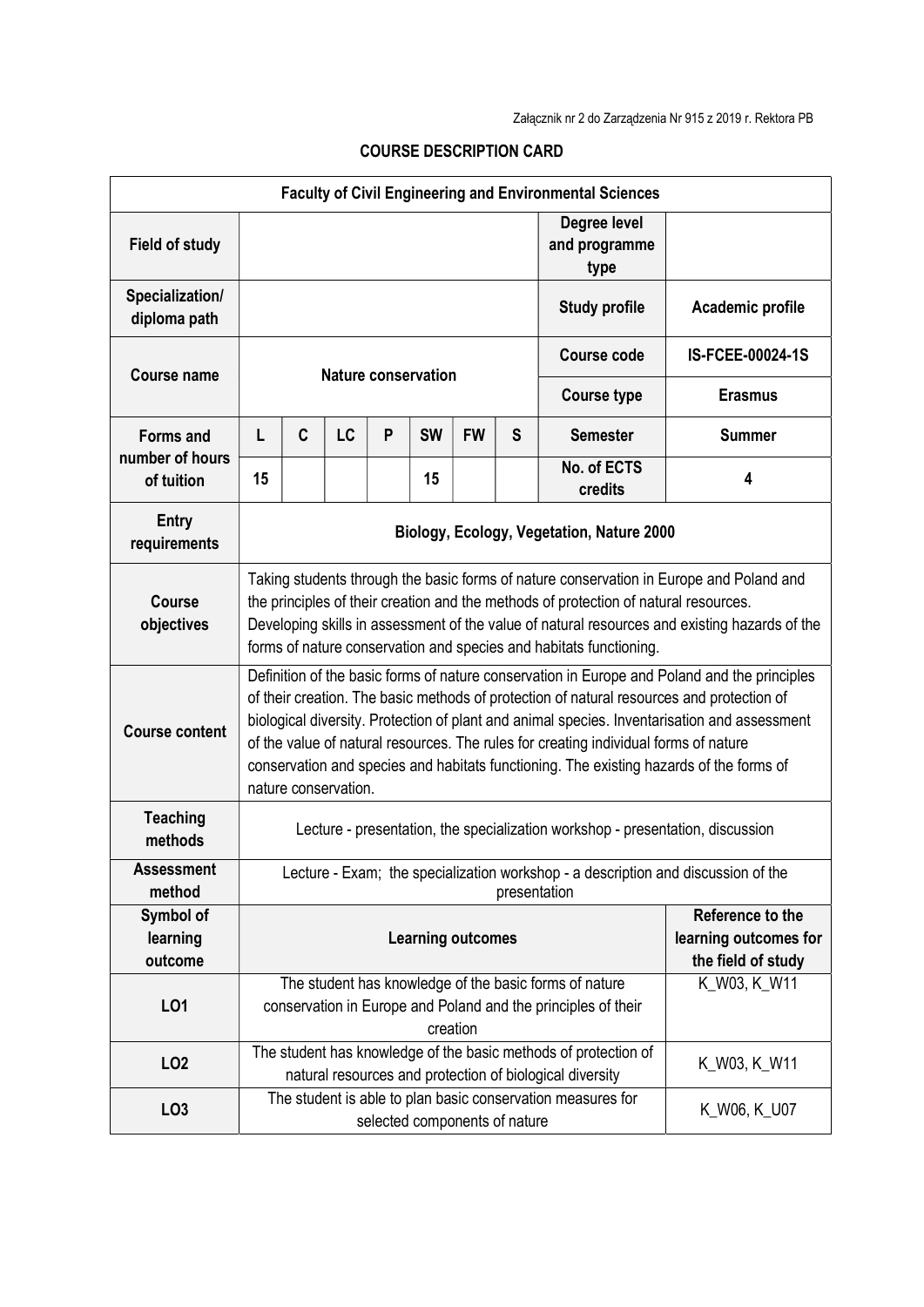Załącznik nr 2 do Zarządzenia Nr 915 z 2019 r. Rektora PB

# COURSE DESCRIPTION CARD

| **Faculty of Civil Engineering and Environmental Sciences** | | | | | | | | | |
|---|---|---|---|---|---|---|---|---|---|
| **Field of study** | | | | | | | | **Degree level and programme type** | |
| **Specialization/ diploma path** | | | | | | | | **Study profile** | **Academic profile** |
| **Course name** | **Nature conservation** | | | | | | | **Course code** | **IS-FCEE-00024-1S** |
| | | | | | | | | **Course type** | **Erasmus** |
| **Forms and number of hours of tuition** | **L** | **C** | **LC** | **P** | **SW** | **FW** | **S** | **Semester** | **Summer** |
| | **15** | | | | **15** | | | **No. of ECTS credits** | **4** |
| **Entry requirements** | **Biology, Ecology, Vegetation, Nature 2000** | | | | | | | | |
| **Course objectives** | Taking students through the basic forms of nature conservation in Europe and Poland and the principles of their creation and the methods of protection of natural resources. Developing skills in assessment of the value of natural resources and existing hazards of the forms of nature conservation and species and habitats functioning. | | | | | | | | |
| **Course content** | Definition of the basic forms of nature conservation in Europe and Poland and the principles of their creation. The basic methods of protection of natural resources and protection of biological diversity. Protection of plant and animal species. Inventarisation and assessment of the value of natural resources. The rules for creating individual forms of nature conservation and species and habitats functioning. The existing hazards of the forms of nature conservation. | | | | | | | | |
| **Teaching methods** | Lecture - presentation, the specialization workshop - presentation, discussion | | | | | | | | |
| **Assessment method** | Lecture - Exam; the specialization workshop - a description and discussion of the presentation | | | | | | | | |
| **Symbol of learning outcome** | **Learning outcomes** | | | | | | | | **Reference to the learning outcomes for the field of study** |
| **LO1** | The student has knowledge of the basic forms of nature conservation in Europe and Poland and the principles of their creation | | | | | | | | K_W03, K_W11 |
| **LO2** | The student has knowledge of the basic methods of protection of natural resources and protection of biological diversity | | | | | | | | K_W03, K_W11 |
| **LO3** | The student is able to plan basic conservation measures for selected components of nature | | | | | | | | K_W06, K_U07 |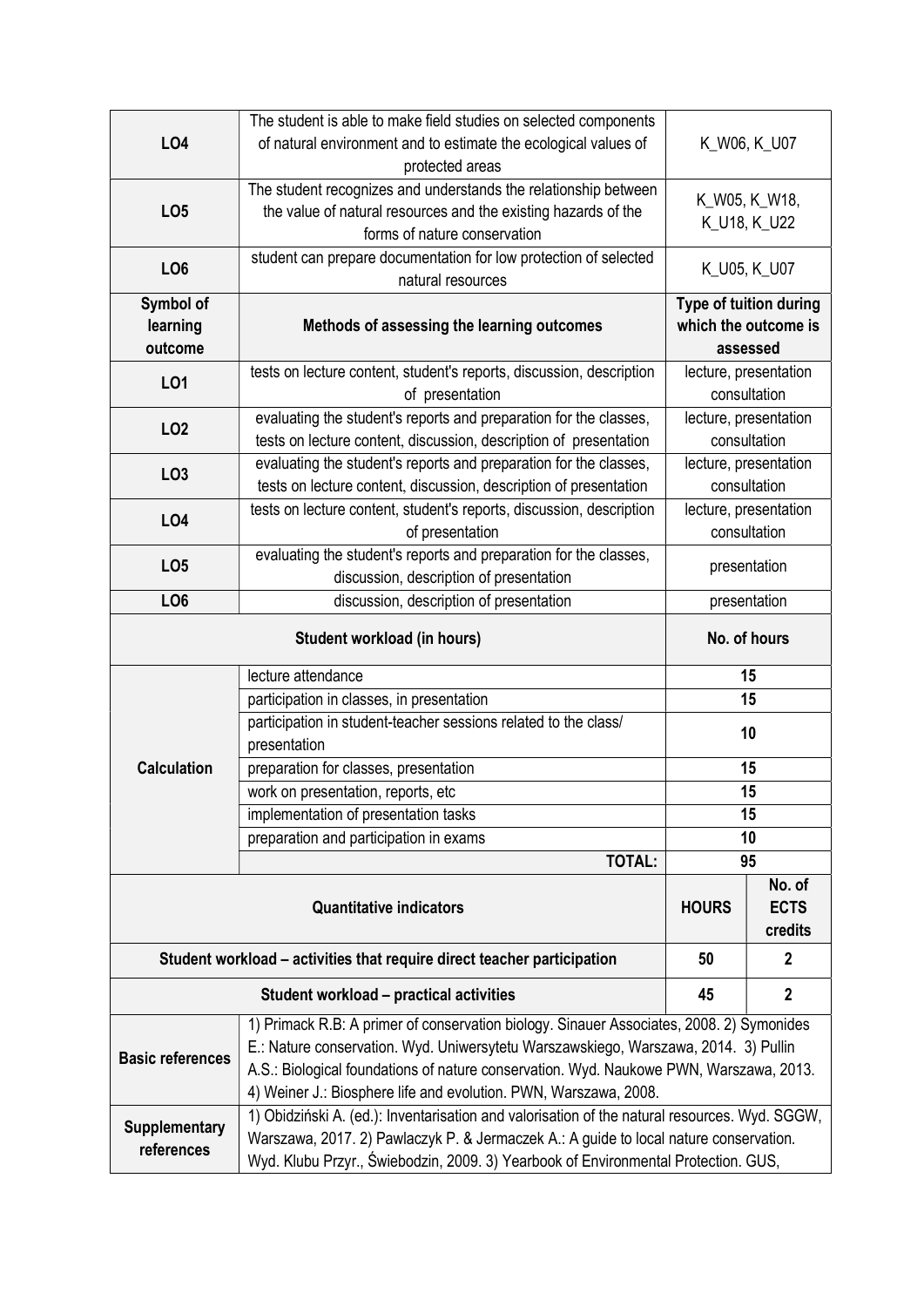| | | |
|---|---|---|
| **LO4** | The student is able to make field studies on selected components of natural environment and to estimate the ecological values of protected areas | K_W06, K_U07 |
| **LO5** | The student recognizes and understands the relationship between the value of natural resources and the existing hazards of the forms of nature conservation | K_W05, K_W18, K_U18, K_U22 |
| **LO6** | student can prepare documentation for low protection of selected natural resources | K_U05, K_U07 |

| Symbol of learning outcome | Methods of assessing the learning outcomes | Type of tuition during which the outcome is assessed |
|---|---|---|
| **LO1** | tests on lecture content, student's reports, discussion, description of presentation | lecture, presentation consultation |
| **LO2** | evaluating the student's reports and preparation for the classes, tests on lecture content, discussion, description of presentation | lecture, presentation consultation |
| **LO3** | evaluating the student's reports and preparation for the classes, tests on lecture content, discussion, description of presentation | lecture, presentation consultation |
| **LO4** | tests on lecture content, student's reports, discussion, description of presentation | lecture, presentation consultation |
| **LO5** | evaluating the student's reports and preparation for the classes, discussion, description of presentation | presentation |
| **LO6** | discussion, description of presentation | presentation |

| Student workload (in hours) | | No. of hours |
|---|---|---|
| **Calculation** | lecture attendance | 15 |
| | participation in classes, in presentation | 15 |
| | participation in student-teacher sessions related to the class/ presentation | 10 |
| | preparation for classes, presentation | 15 |
| | work on presentation, reports, etc | 15 |
| | implementation of presentation tasks | 15 |
| | preparation and participation in exams | 10 |
| | **TOTAL:** | 95 |

| Quantitative indicators | HOURS | No. of ECTS credits |
|---|---|---|
| **Student workload – activities that require direct teacher participation** | 50 | 2 |
| **Student workload – practical activities** | 45 | 2 |

| | |
|---|---|
| **Basic references** | 1) Primack R.B: A primer of conservation biology. Sinauer Associates, 2008. 2) Symonides E.: Nature conservation. Wyd. Uniwersytetu Warszawskiego, Warszawa, 2014. 3) Pullin A.S.: Biological foundations of nature conservation. Wyd. Naukowe PWN, Warszawa, 2013. 4) Weiner J.: Biosphere life and evolution. PWN, Warszawa, 2008. |
| **Supplementary references** | 1) Obidziński A. (ed.): Inventarisation and valorisation of the natural resources. Wyd. SGGW, Warszawa, 2017. 2) Pawlaczyk P. & Jermaczek A.: A guide to local nature conservation. Wyd. Klubu Przyr., Świebodzin, 2009. 3) Yearbook of Environmental Protection. GUS, |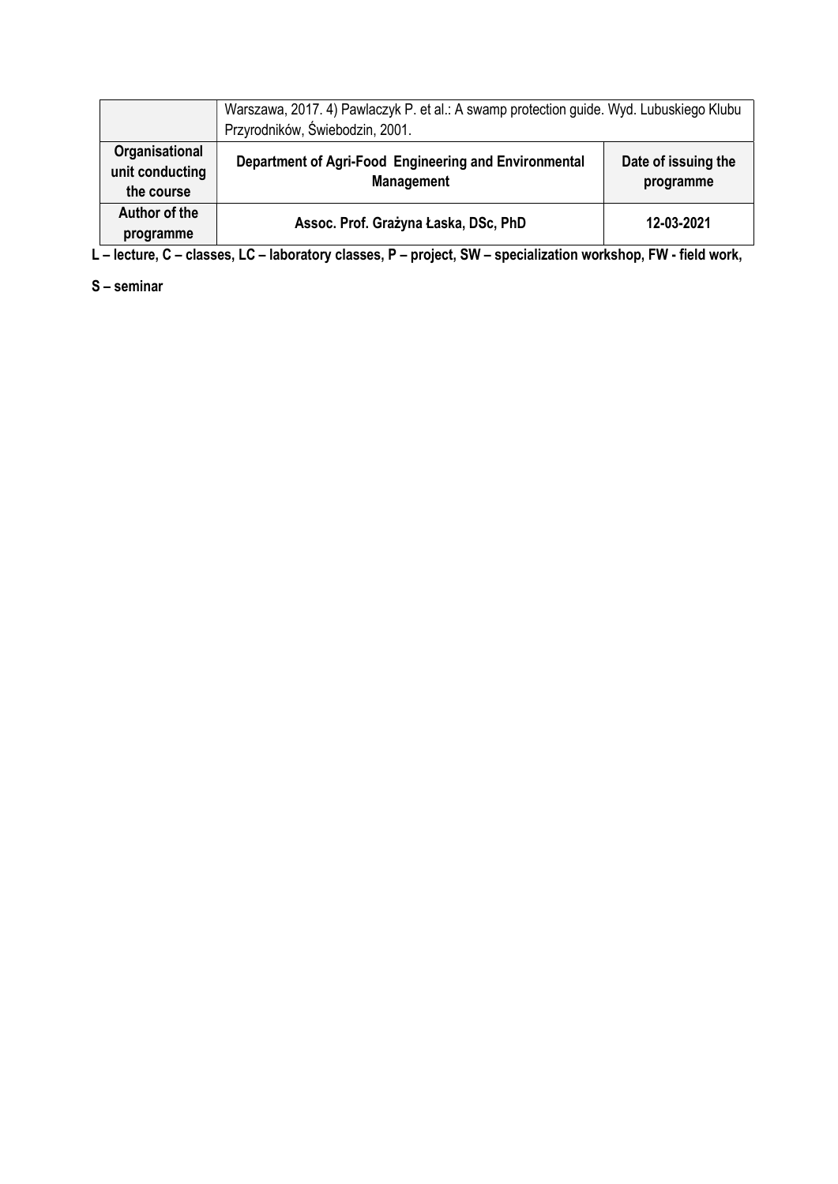| | | |
|---|---|---|
| | Warszawa, 2017. 4) Pawlaczyk P. et al.: A swamp protection guide. Wyd. Lubuskiego Klubu Przyrodników, Świebodzin, 2001. | |
| **Organisational unit conducting the course** | **Department of Agri-Food Engineering and Environmental Management** | **Date of issuing the programme** |
| **Author of the programme** | **Assoc. Prof. Grażyna Łaska, DSc, PhD** | **12-03-2021** |

**L – lecture, C – classes, LC – laboratory classes, P – project, SW – specialization workshop, FW - field work,**

**S – seminar**